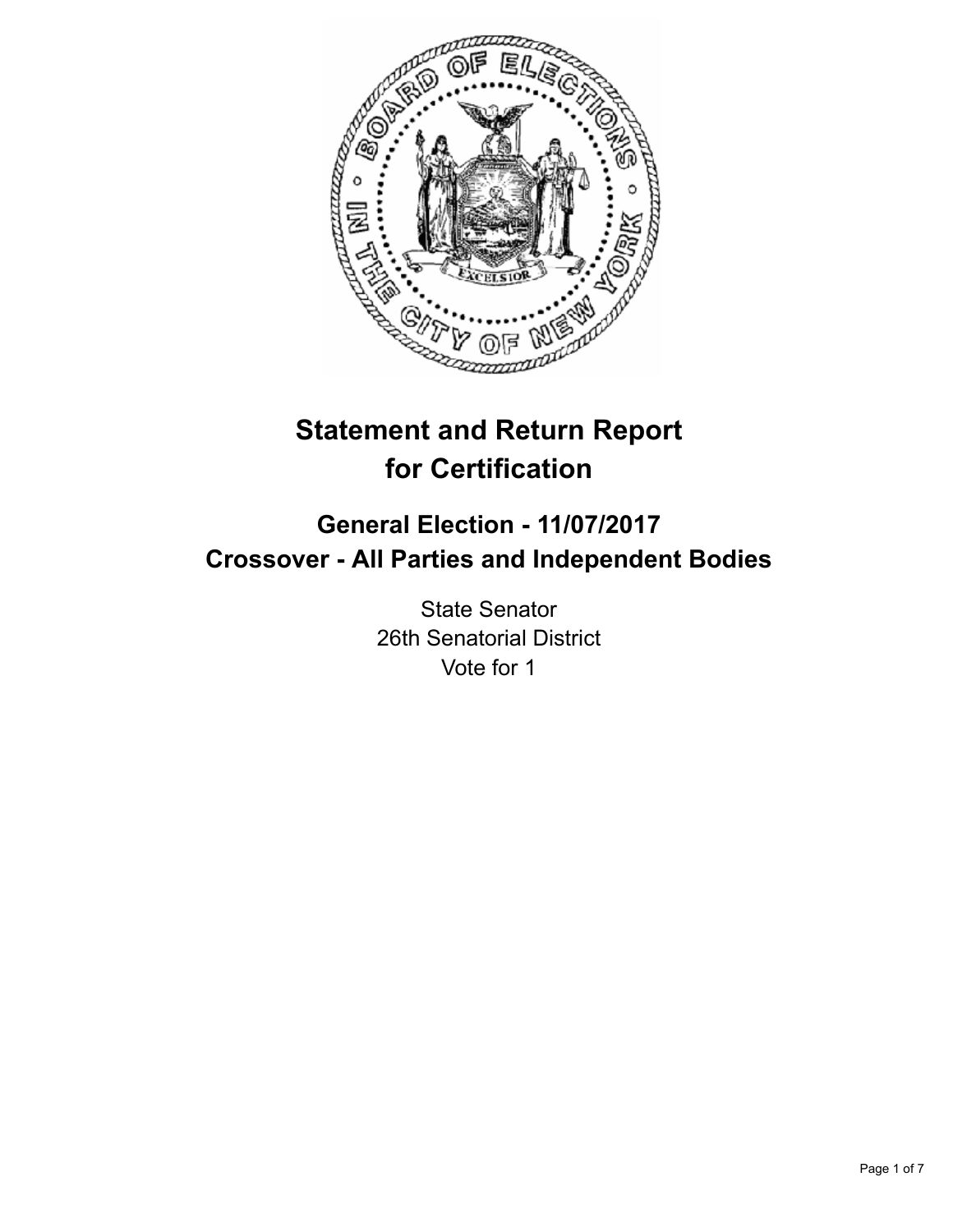# Statement and Return Report for Certification

## General Election - 11/07/2017
## Crossover - All Parties and Independent Bodies

State Senator
26th Senatorial District
Vote for 1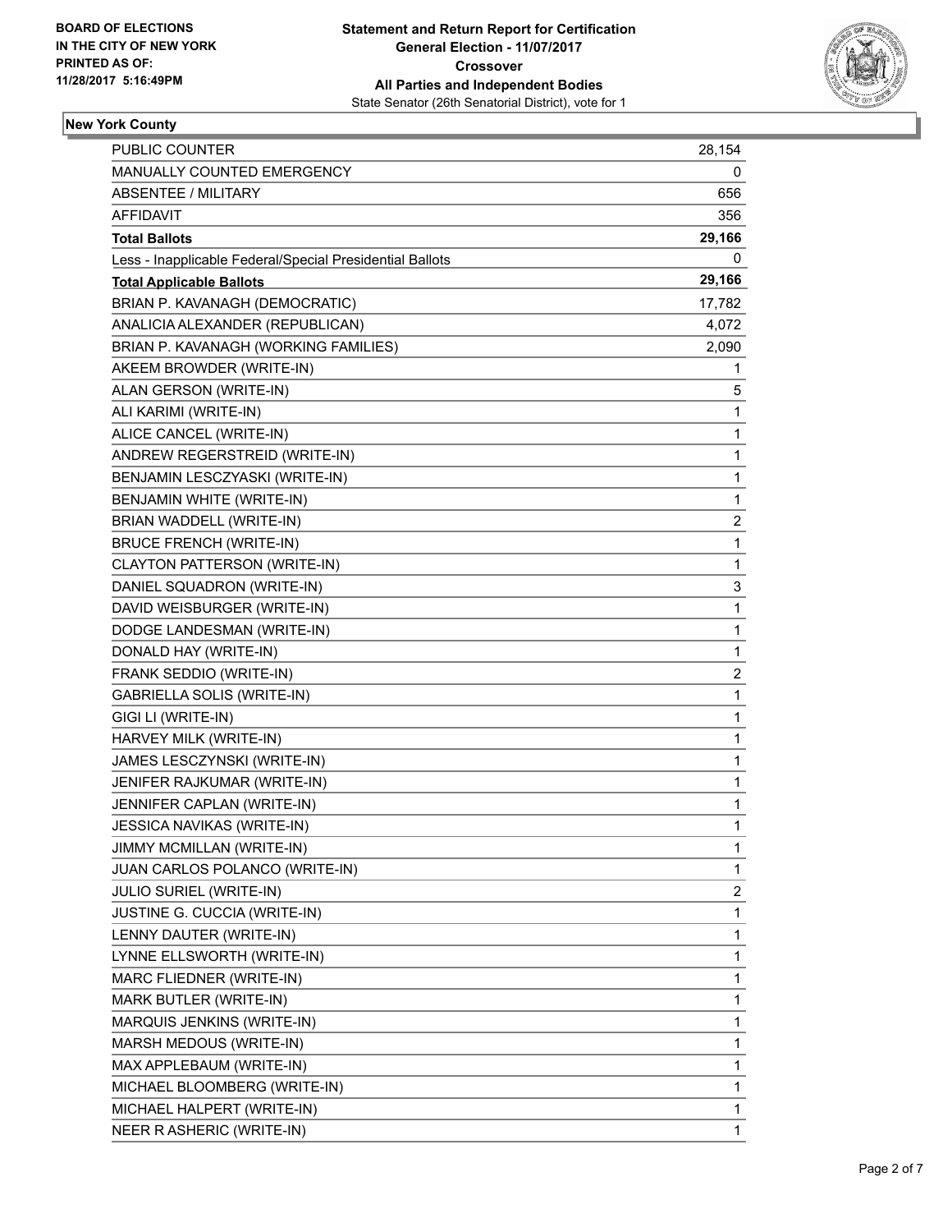**BOARD OF ELECTIONS IN THE CITY OF NEW YORK PRINTED AS OF: 11/28/2017 5:16:49PM**

**Statement and Return Report for Certification General Election - 11/07/2017 Crossover All Parties and Independent Bodies**

State Senator (26th Senatorial District), vote for 1

**New York County**

| | |
|---|---|
| PUBLIC COUNTER | 28,154 |
| MANUALLY COUNTED EMERGENCY | 0 |
| ABSENTEE / MILITARY | 656 |
| AFFIDAVIT | 356 |
| **Total Ballots** | **29,166** |
| Less - Inapplicable Federal/Special Presidential Ballots | 0 |
| **Total Applicable Ballots** | **29,166** |
| BRIAN P. KAVANAGH (DEMOCRATIC) | 17,782 |
| ANALICIA ALEXANDER (REPUBLICAN) | 4,072 |
| BRIAN P. KAVANAGH (WORKING FAMILIES) | 2,090 |
| AKEEM BROWDER (WRITE-IN) | 1 |
| ALAN GERSON (WRITE-IN) | 5 |
| ALI KARIMI (WRITE-IN) | 1 |
| ALICE CANCEL (WRITE-IN) | 1 |
| ANDREW REGERSTREID (WRITE-IN) | 1 |
| BENJAMIN LESCZYASKI (WRITE-IN) | 1 |
| BENJAMIN WHITE (WRITE-IN) | 1 |
| BRIAN WADDELL (WRITE-IN) | 2 |
| BRUCE FRENCH (WRITE-IN) | 1 |
| CLAYTON PATTERSON (WRITE-IN) | 1 |
| DANIEL SQUADRON (WRITE-IN) | 3 |
| DAVID WEISBURGER (WRITE-IN) | 1 |
| DODGE LANDESMAN (WRITE-IN) | 1 |
| DONALD HAY (WRITE-IN) | 1 |
| FRANK SEDDIO (WRITE-IN) | 2 |
| GABRIELLA SOLIS (WRITE-IN) | 1 |
| GIGI LI (WRITE-IN) | 1 |
| HARVEY MILK (WRITE-IN) | 1 |
| JAMES LESCZYNSKI (WRITE-IN) | 1 |
| JENIFER RAJKUMAR (WRITE-IN) | 1 |
| JENNIFER CAPLAN (WRITE-IN) | 1 |
| JESSICA NAVIKAS (WRITE-IN) | 1 |
| JIMMY MCMILLAN (WRITE-IN) | 1 |
| JUAN CARLOS POLANCO (WRITE-IN) | 1 |
| JULIO SURIEL (WRITE-IN) | 2 |
| JUSTINE G. CUCCIA (WRITE-IN) | 1 |
| LENNY DAUTER (WRITE-IN) | 1 |
| LYNNE ELLSWORTH (WRITE-IN) | 1 |
| MARC FLIEDNER (WRITE-IN) | 1 |
| MARK BUTLER (WRITE-IN) | 1 |
| MARQUIS JENKINS (WRITE-IN) | 1 |
| MARSH MEDOUS (WRITE-IN) | 1 |
| MAX APPLEBAUM (WRITE-IN) | 1 |
| MICHAEL BLOOMBERG (WRITE-IN) | 1 |
| MICHAEL HALPERT (WRITE-IN) | 1 |
| NEER R ASHERIC (WRITE-IN) | 1 |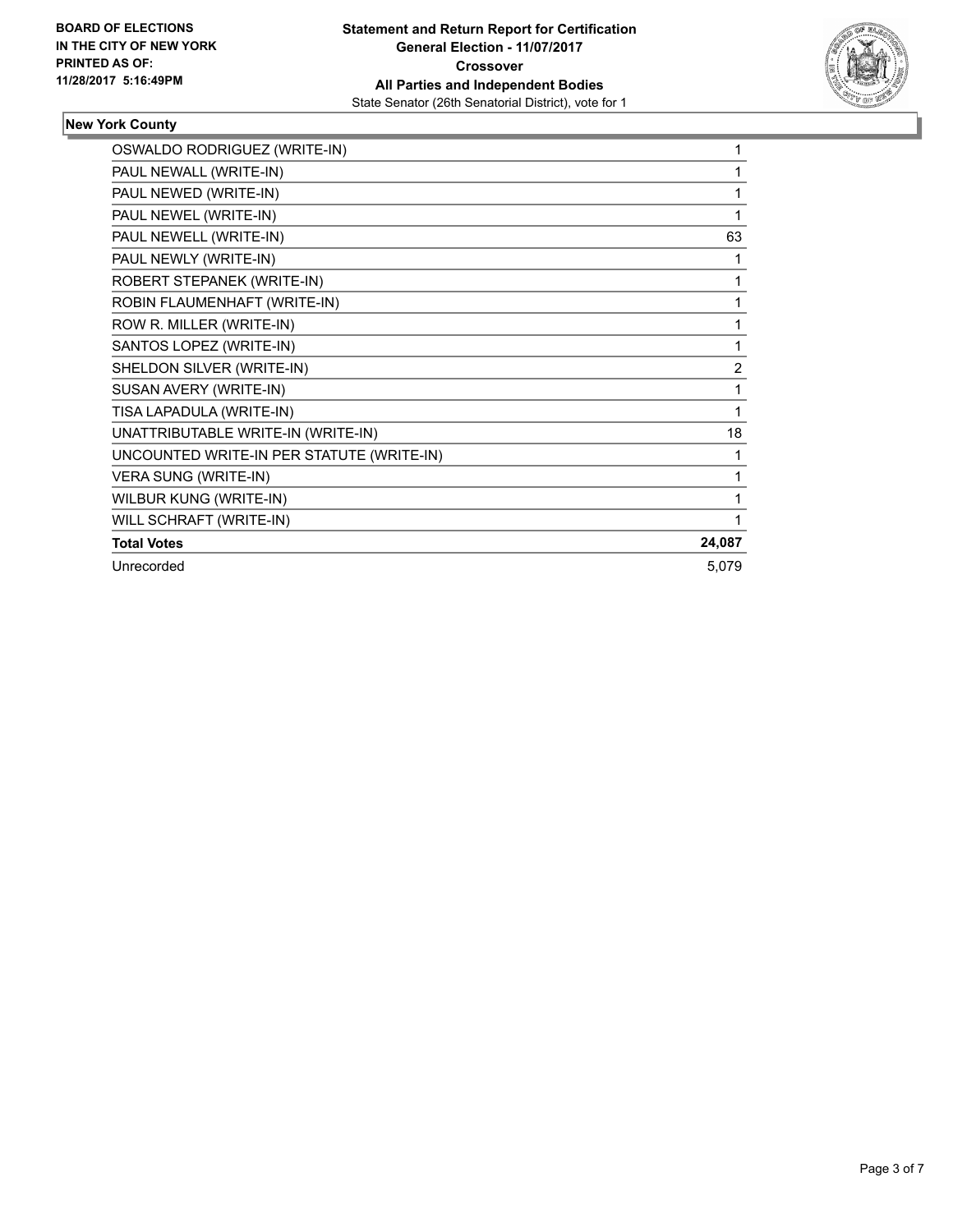BOARD OF ELECTIONS
IN THE CITY OF NEW YORK
PRINTED AS OF:
11/28/2017 5:16:49PM

**Statement and Return Report for Certification**
**General Election - 11/07/2017**
**Crossover**
**All Parties and Independent Bodies**
State Senator (26th Senatorial District), vote for 1

### New York County

| | |
|---|---|
| OSWALDO RODRIGUEZ (WRITE-IN) | 1 |
| PAUL NEWALL (WRITE-IN) | 1 |
| PAUL NEWED (WRITE-IN) | 1 |
| PAUL NEWEL (WRITE-IN) | 1 |
| PAUL NEWELL (WRITE-IN) | 63 |
| PAUL NEWLY (WRITE-IN) | 1 |
| ROBERT STEPANEK (WRITE-IN) | 1 |
| ROBIN FLAUMENHAFT (WRITE-IN) | 1 |
| ROW R. MILLER (WRITE-IN) | 1 |
| SANTOS LOPEZ (WRITE-IN) | 1 |
| SHELDON SILVER (WRITE-IN) | 2 |
| SUSAN AVERY (WRITE-IN) | 1 |
| TISA LAPADULA (WRITE-IN) | 1 |
| UNATTRIBUTABLE WRITE-IN (WRITE-IN) | 18 |
| UNCOUNTED WRITE-IN PER STATUTE (WRITE-IN) | 1 |
| VERA SUNG (WRITE-IN) | 1 |
| WILBUR KUNG (WRITE-IN) | 1 |
| WILL SCHRAFT (WRITE-IN) | 1 |
| **Total Votes** | **24,087** |
| Unrecorded | 5,079 |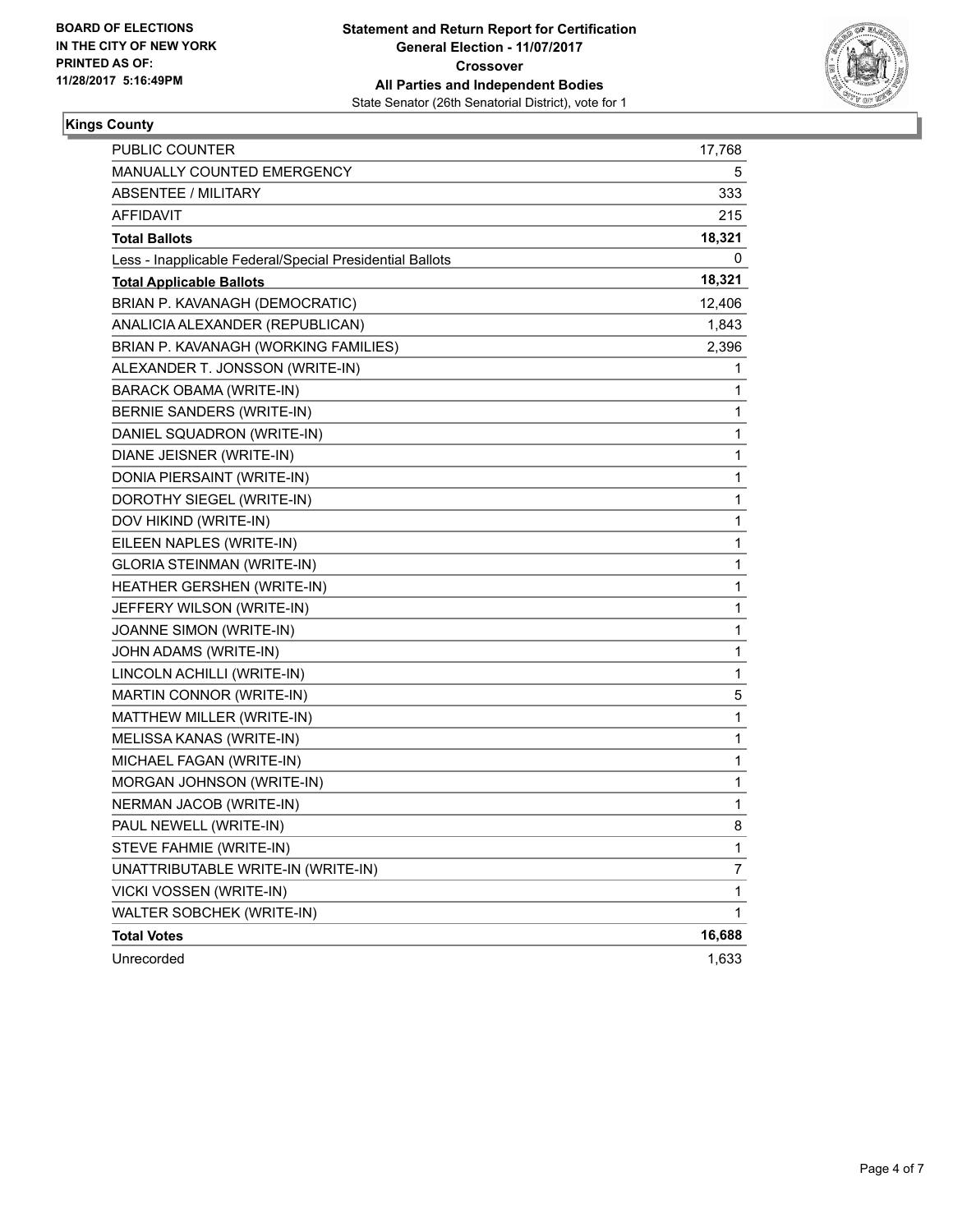**BOARD OF ELECTIONS IN THE CITY OF NEW YORK**
**PRINTED AS OF: 11/28/2017 5:16:49PM**

**Statement and Return Report for Certification**
**General Election - 11/07/2017**
**Crossover**
**All Parties and Independent Bodies**
State Senator (26th Senatorial District), vote for 1

**Kings County**

| | |
|---|---|
| PUBLIC COUNTER | 17,768 |
| MANUALLY COUNTED EMERGENCY | 5 |
| ABSENTEE / MILITARY | 333 |
| AFFIDAVIT | 215 |
| **Total Ballots** | **18,321** |
| Less - Inapplicable Federal/Special Presidential Ballots | 0 |
| **Total Applicable Ballots** | **18,321** |
| BRIAN P. KAVANAGH (DEMOCRATIC) | 12,406 |
| ANALICIA ALEXANDER (REPUBLICAN) | 1,843 |
| BRIAN P. KAVANAGH (WORKING FAMILIES) | 2,396 |
| ALEXANDER T. JONSSON (WRITE-IN) | 1 |
| BARACK OBAMA (WRITE-IN) | 1 |
| BERNIE SANDERS (WRITE-IN) | 1 |
| DANIEL SQUADRON (WRITE-IN) | 1 |
| DIANE JEISNER (WRITE-IN) | 1 |
| DONIA PIERSAINT (WRITE-IN) | 1 |
| DOROTHY SIEGEL (WRITE-IN) | 1 |
| DOV HIKIND (WRITE-IN) | 1 |
| EILEEN NAPLES (WRITE-IN) | 1 |
| GLORIA STEINMAN (WRITE-IN) | 1 |
| HEATHER GERSHEN (WRITE-IN) | 1 |
| JEFFERY WILSON (WRITE-IN) | 1 |
| JOANNE SIMON (WRITE-IN) | 1 |
| JOHN ADAMS (WRITE-IN) | 1 |
| LINCOLN ACHILLI (WRITE-IN) | 1 |
| MARTIN CONNOR (WRITE-IN) | 5 |
| MATTHEW MILLER (WRITE-IN) | 1 |
| MELISSA KANAS (WRITE-IN) | 1 |
| MICHAEL FAGAN (WRITE-IN) | 1 |
| MORGAN JOHNSON (WRITE-IN) | 1 |
| NERMAN JACOB (WRITE-IN) | 1 |
| PAUL NEWELL (WRITE-IN) | 8 |
| STEVE FAHMIE (WRITE-IN) | 1 |
| UNATTRIBUTABLE WRITE-IN (WRITE-IN) | 7 |
| VICKI VOSSEN (WRITE-IN) | 1 |
| WALTER SOBCHEK (WRITE-IN) | 1 |
| **Total Votes** | **16,688** |
| Unrecorded | 1,633 |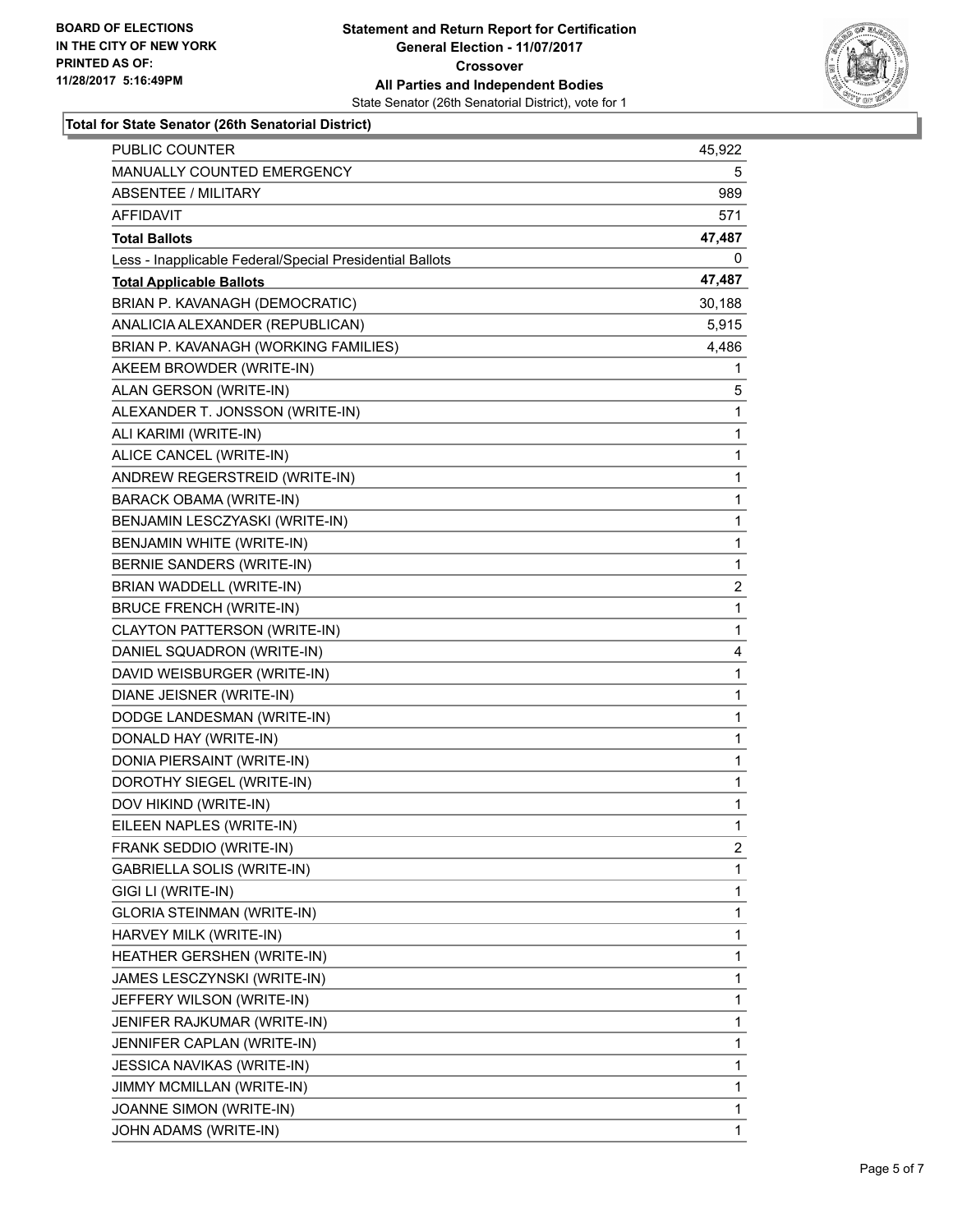BOARD OF ELECTIONS
IN THE CITY OF NEW YORK
PRINTED AS OF:
11/28/2017 5:16:49PM

**Statement and Return Report for Certification**
**General Election - 11/07/2017**
**Crossover**
**All Parties and Independent Bodies**
State Senator (26th Senatorial District), vote for 1

**Total for State Senator (26th Senatorial District)**

| | |
|---|---|
| PUBLIC COUNTER | 45,922 |
| MANUALLY COUNTED EMERGENCY | 5 |
| ABSENTEE / MILITARY | 989 |
| AFFIDAVIT | 571 |
| **Total Ballots** | **47,487** |
| Less - Inapplicable Federal/Special Presidential Ballots | 0 |
| **Total Applicable Ballots** | **47,487** |
| BRIAN P. KAVANAGH (DEMOCRATIC) | 30,188 |
| ANALICIA ALEXANDER (REPUBLICAN) | 5,915 |
| BRIAN P. KAVANAGH (WORKING FAMILIES) | 4,486 |
| AKEEM BROWDER (WRITE-IN) | 1 |
| ALAN GERSON (WRITE-IN) | 5 |
| ALEXANDER T. JONSSON (WRITE-IN) | 1 |
| ALI KARIMI (WRITE-IN) | 1 |
| ALICE CANCEL (WRITE-IN) | 1 |
| ANDREW REGERSTREID (WRITE-IN) | 1 |
| BARACK OBAMA (WRITE-IN) | 1 |
| BENJAMIN LESCZYASKI (WRITE-IN) | 1 |
| BENJAMIN WHITE (WRITE-IN) | 1 |
| BERNIE SANDERS (WRITE-IN) | 1 |
| BRIAN WADDELL (WRITE-IN) | 2 |
| BRUCE FRENCH (WRITE-IN) | 1 |
| CLAYTON PATTERSON (WRITE-IN) | 1 |
| DANIEL SQUADRON (WRITE-IN) | 4 |
| DAVID WEISBURGER (WRITE-IN) | 1 |
| DIANE JEISNER (WRITE-IN) | 1 |
| DODGE LANDESMAN (WRITE-IN) | 1 |
| DONALD HAY (WRITE-IN) | 1 |
| DONIA PIERSAINT (WRITE-IN) | 1 |
| DOROTHY SIEGEL (WRITE-IN) | 1 |
| DOV HIKIND (WRITE-IN) | 1 |
| EILEEN NAPLES (WRITE-IN) | 1 |
| FRANK SEDDIO (WRITE-IN) | 2 |
| GABRIELLA SOLIS (WRITE-IN) | 1 |
| GIGI LI (WRITE-IN) | 1 |
| GLORIA STEINMAN (WRITE-IN) | 1 |
| HARVEY MILK (WRITE-IN) | 1 |
| HEATHER GERSHEN (WRITE-IN) | 1 |
| JAMES LESCZYNSKI (WRITE-IN) | 1 |
| JEFFERY WILSON (WRITE-IN) | 1 |
| JENIFER RAJKUMAR (WRITE-IN) | 1 |
| JENNIFER CAPLAN (WRITE-IN) | 1 |
| JESSICA NAVIKAS (WRITE-IN) | 1 |
| JIMMY MCMILLAN (WRITE-IN) | 1 |
| JOANNE SIMON (WRITE-IN) | 1 |
| JOHN ADAMS (WRITE-IN) | 1 |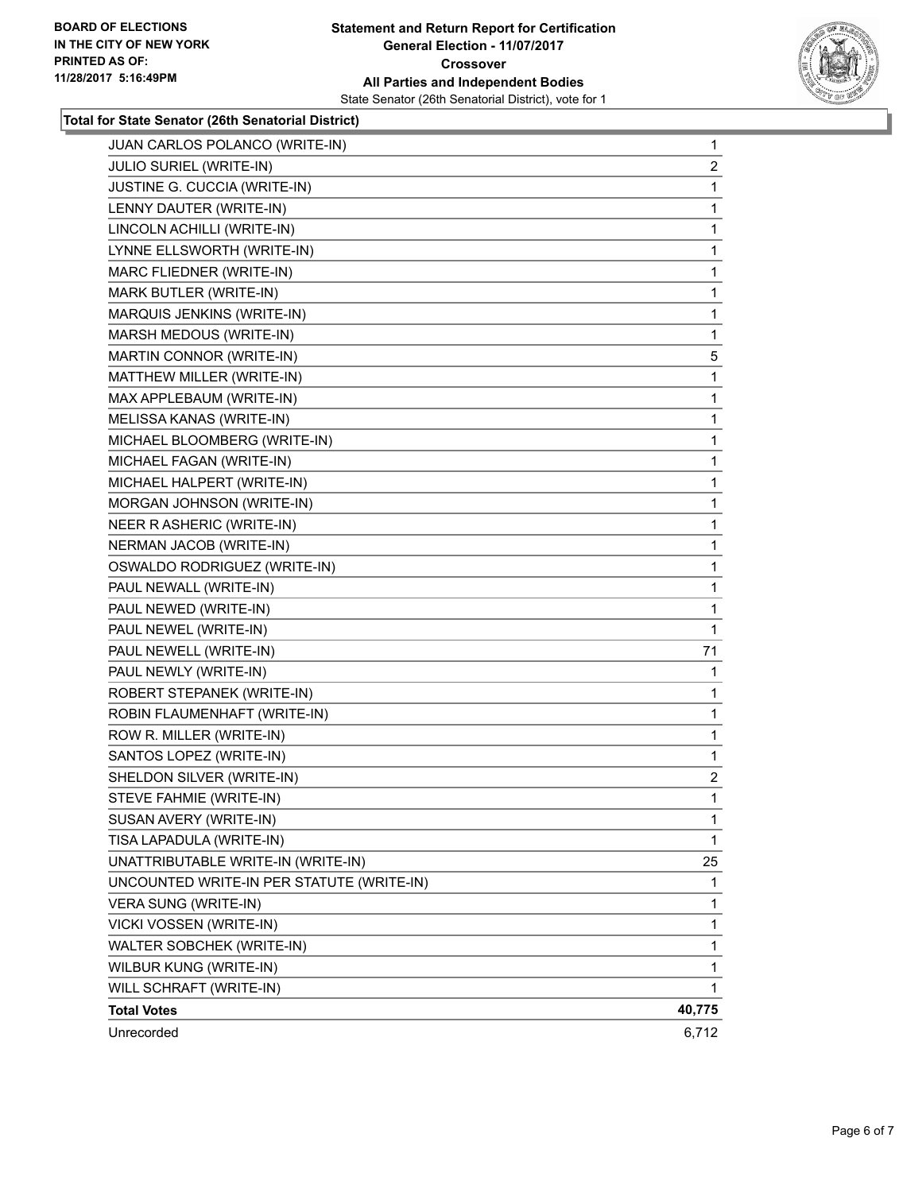**BOARD OF ELECTIONS IN THE CITY OF NEW YORK PRINTED AS OF: 11/28/2017 5:16:49PM**

**Statement and Return Report for Certification General Election - 11/07/2017 Crossover All Parties and Independent Bodies**

State Senator (26th Senatorial District), vote for 1

### Total for State Senator (26th Senatorial District)

| Candidate | Votes |
|---|---|
| JUAN CARLOS POLANCO (WRITE-IN) | 1 |
| JULIO SURIEL (WRITE-IN) | 2 |
| JUSTINE G. CUCCIA (WRITE-IN) | 1 |
| LENNY DAUTER (WRITE-IN) | 1 |
| LINCOLN ACHILLI (WRITE-IN) | 1 |
| LYNNE ELLSWORTH (WRITE-IN) | 1 |
| MARC FLIEDNER (WRITE-IN) | 1 |
| MARK BUTLER (WRITE-IN) | 1 |
| MARQUIS JENKINS (WRITE-IN) | 1 |
| MARSH MEDOUS (WRITE-IN) | 1 |
| MARTIN CONNOR (WRITE-IN) | 5 |
| MATTHEW MILLER (WRITE-IN) | 1 |
| MAX APPLEBAUM (WRITE-IN) | 1 |
| MELISSA KANAS (WRITE-IN) | 1 |
| MICHAEL BLOOMBERG (WRITE-IN) | 1 |
| MICHAEL FAGAN (WRITE-IN) | 1 |
| MICHAEL HALPERT (WRITE-IN) | 1 |
| MORGAN JOHNSON (WRITE-IN) | 1 |
| NEER R ASHERIC (WRITE-IN) | 1 |
| NERMAN JACOB (WRITE-IN) | 1 |
| OSWALDO RODRIGUEZ (WRITE-IN) | 1 |
| PAUL NEWALL (WRITE-IN) | 1 |
| PAUL NEWED (WRITE-IN) | 1 |
| PAUL NEWEL (WRITE-IN) | 1 |
| PAUL NEWELL (WRITE-IN) | 71 |
| PAUL NEWLY (WRITE-IN) | 1 |
| ROBERT STEPANEK (WRITE-IN) | 1 |
| ROBIN FLAUMENHAFT (WRITE-IN) | 1 |
| ROW R. MILLER (WRITE-IN) | 1 |
| SANTOS LOPEZ (WRITE-IN) | 1 |
| SHELDON SILVER (WRITE-IN) | 2 |
| STEVE FAHMIE (WRITE-IN) | 1 |
| SUSAN AVERY (WRITE-IN) | 1 |
| TISA LAPADULA (WRITE-IN) | 1 |
| UNATTRIBUTABLE WRITE-IN (WRITE-IN) | 25 |
| UNCOUNTED WRITE-IN PER STATUTE (WRITE-IN) | 1 |
| VERA SUNG (WRITE-IN) | 1 |
| VICKI VOSSEN (WRITE-IN) | 1 |
| WALTER SOBCHEK (WRITE-IN) | 1 |
| WILBUR KUNG (WRITE-IN) | 1 |
| WILL SCHRAFT (WRITE-IN) | 1 |
| **Total Votes** | **40,775** |
| Unrecorded | 6,712 |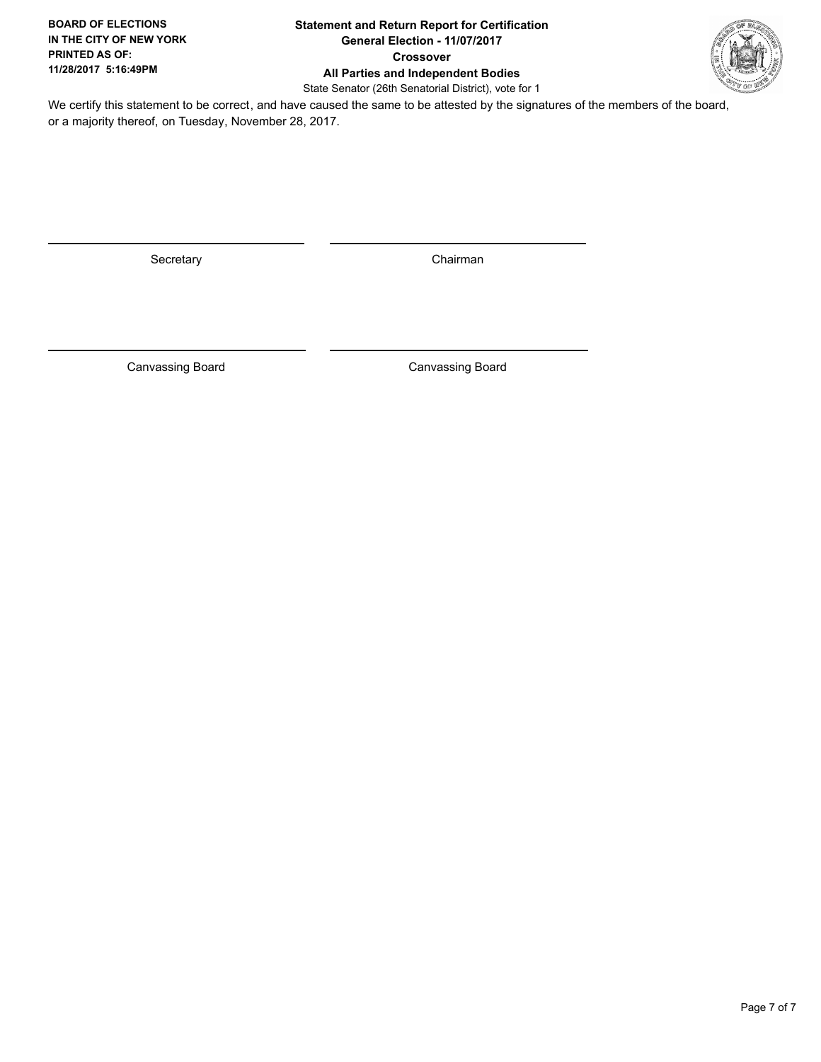We certify this statement to be correct, and have caused the same to be attested by the signatures of the members of the board, or a majority thereof, on Tuesday, November 28, 2017.

| | |
|---|---|
| Secretary | Chairman |
| Canvassing Board | Canvassing Board |